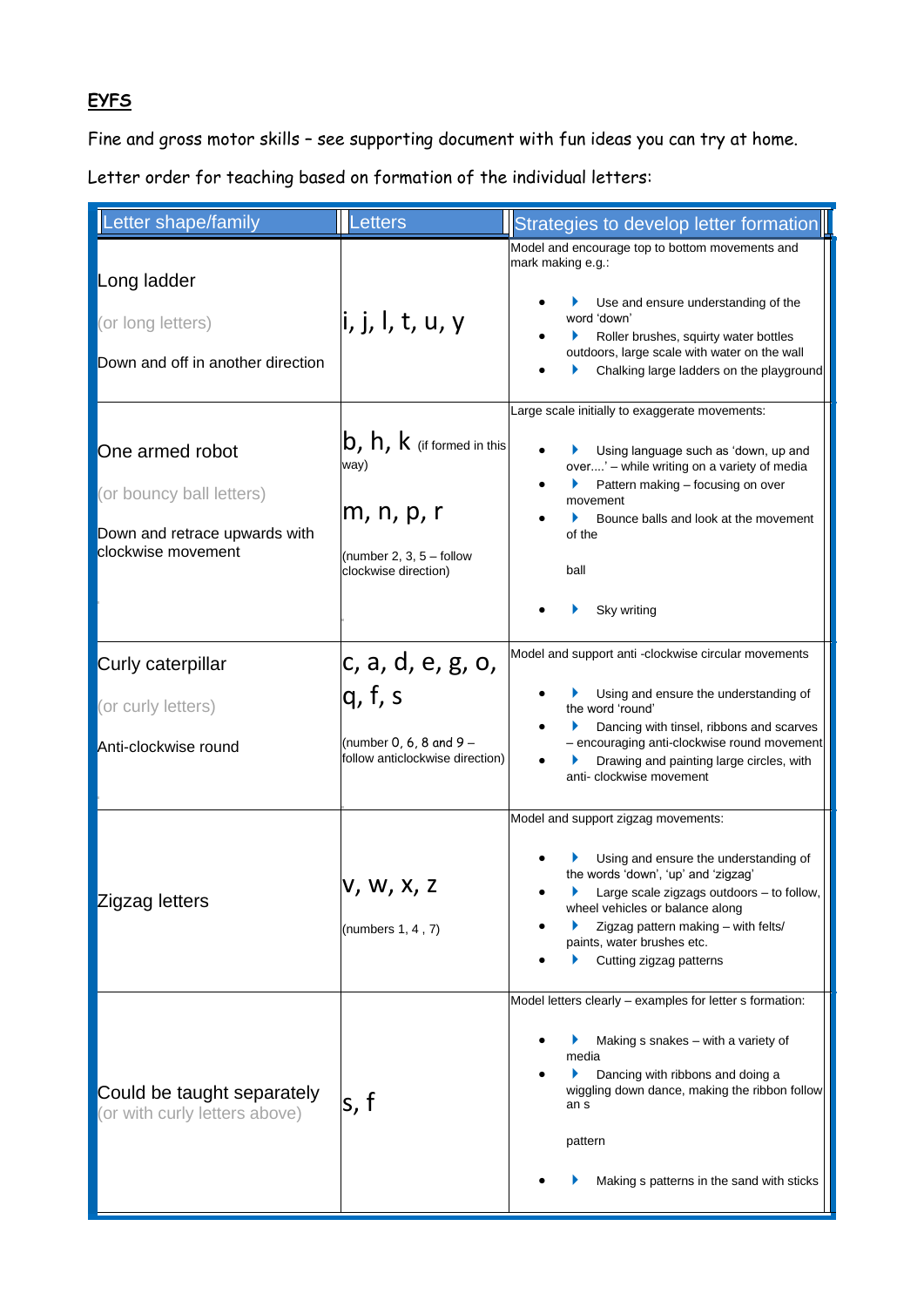**EYFS**

Fine and gross motor skills – see supporting document with fun ideas you can try at home.

Letter order for teaching based on formation of the individual letters:

| Letter shape/family | Letters | Strategies to develop letter formation |
|---|---|---|
| Long ladder<br><br>(or long letters)<br><br>Down and off in another direction | i, j, l, t, u, y | Model and encourage top to bottom movements and mark making e.g.:<br>• Use and ensure understanding of the word 'down'<br>• Roller brushes, squirty water bottles outdoors, large scale with water on the wall<br>• Chalking large ladders on the playground |
| One armed robot<br><br>(or bouncy ball letters)<br><br>Down and retrace upwards with clockwise movement | b, h, k (if formed in this way)<br><br>m, n, p, r<br><br>(number 2, 3, 5 – follow clockwise direction) | Large scale initially to exaggerate movements:<br>• Using language such as 'down, up and over....' – while writing on a variety of media<br>• Pattern making – focusing on over movement<br>• Bounce balls and look at the movement of the ball<br>• Sky writing |
| Curly caterpillar<br><br>(or curly letters)<br><br>Anti-clockwise round | c, a, d, e, g, o, q, f, s<br><br>(number 0, 6, 8 and 9 – follow anticlockwise direction) | Model and support anti -clockwise circular movements<br>• Using and ensure the understanding of the word 'round'<br>• Dancing with tinsel, ribbons and scarves – encouraging anti-clockwise round movement<br>• Drawing and painting large circles, with anti- clockwise movement |
| Zigzag letters | v, w, x, z<br><br>(numbers 1, 4 , 7) | Model and support zigzag movements:<br>• Using and ensure the understanding of the words 'down', 'up' and 'zigzag'<br>• Large scale zigzags outdoors – to follow, wheel vehicles or balance along<br>• Zigzag pattern making – with felts/ paints, water brushes etc.<br>• Cutting zigzag patterns |
| Could be taught separately (or with curly letters above) | s, f | Model letters clearly – examples for letter s formation:<br>• Making s snakes – with a variety of media<br>• Dancing with ribbons and doing a wiggling down dance, making the ribbon follow an s pattern<br>• Making s patterns in the sand with sticks |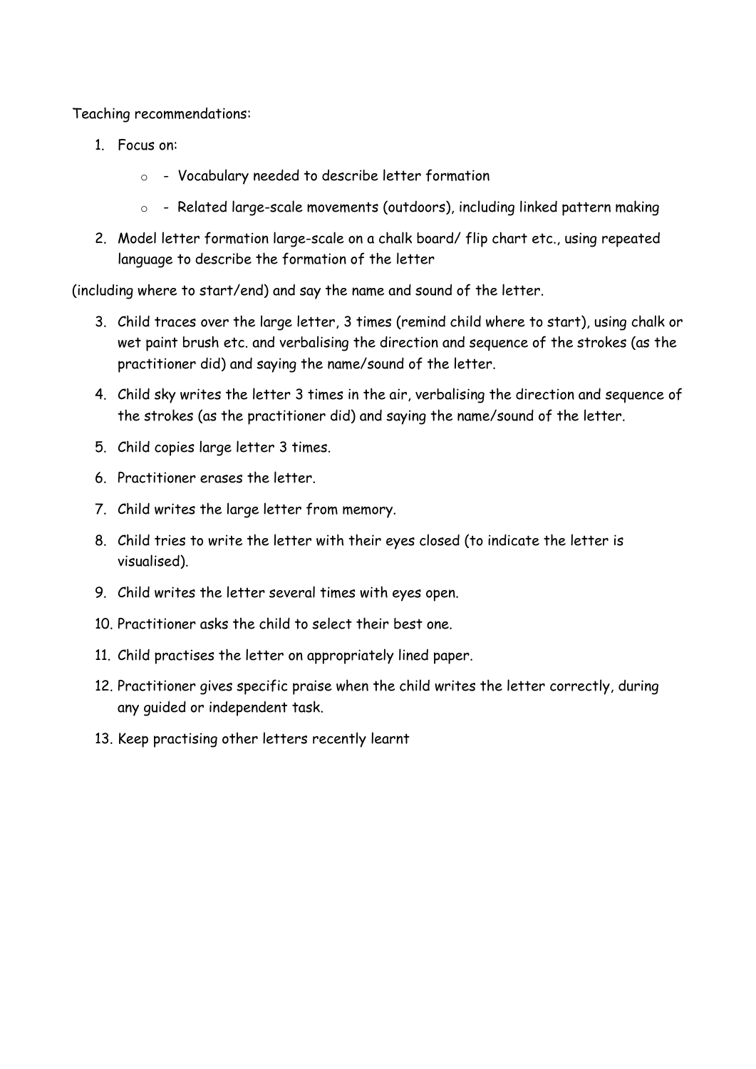Teaching recommendations:

1. Focus on:
   - - Vocabulary needed to describe letter formation
   - - Related large-scale movements (outdoors), including linked pattern making
2. Model letter formation large-scale on a chalk board/ flip chart etc., using repeated language to describe the formation of the letter

(including where to start/end) and say the name and sound of the letter.

3. Child traces over the large letter, 3 times (remind child where to start), using chalk or wet paint brush etc. and verbalising the direction and sequence of the strokes (as the practitioner did) and saying the name/sound of the letter.
4. Child sky writes the letter 3 times in the air, verbalising the direction and sequence of the strokes (as the practitioner did) and saying the name/sound of the letter.
5. Child copies large letter 3 times.
6. Practitioner erases the letter.
7. Child writes the large letter from memory.
8. Child tries to write the letter with their eyes closed (to indicate the letter is visualised).
9. Child writes the letter several times with eyes open.
10. Practitioner asks the child to select their best one.
11. Child practises the letter on appropriately lined paper.
12. Practitioner gives specific praise when the child writes the letter correctly, during any guided or independent task.
13. Keep practising other letters recently learnt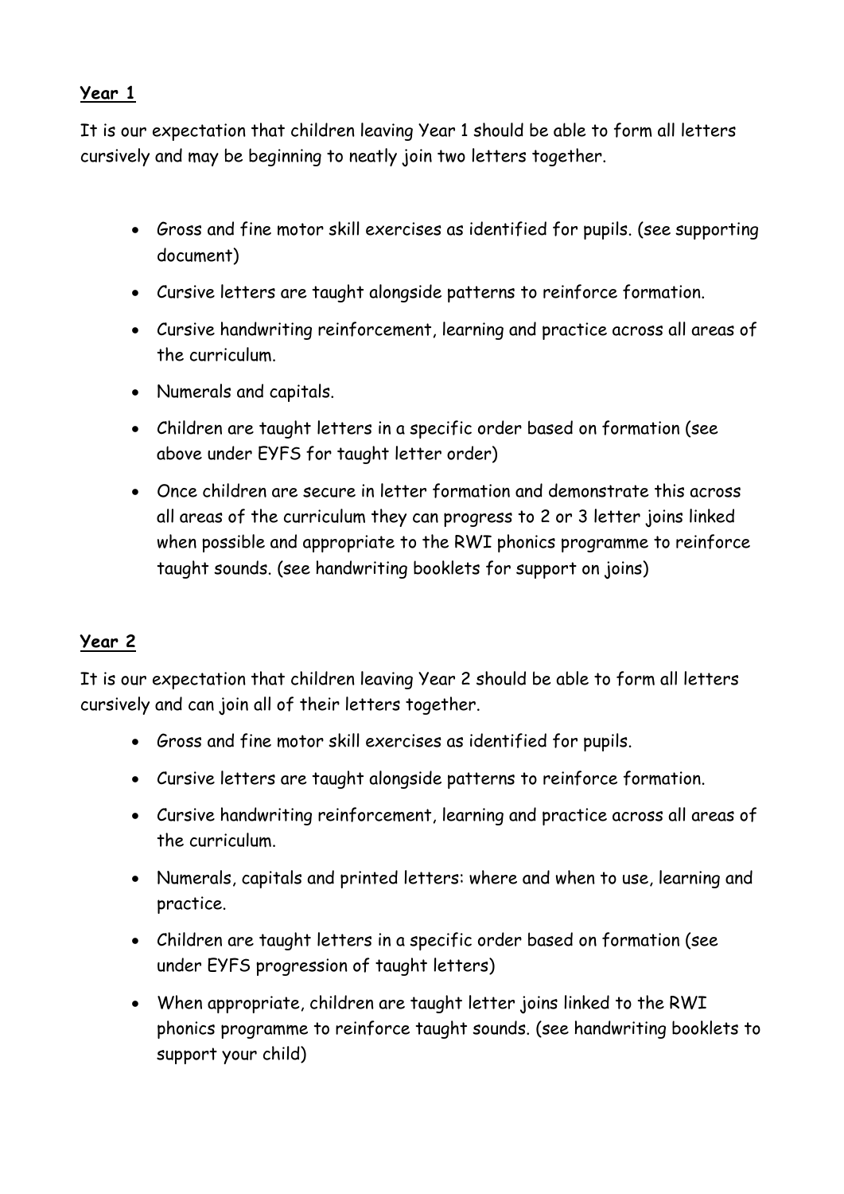**Year 1**

It is our expectation that children leaving Year 1 should be able to form all letters cursively and may be beginning to neatly join two letters together.

- Gross and fine motor skill exercises as identified for pupils. (see supporting document)
- Cursive letters are taught alongside patterns to reinforce formation.
- Cursive handwriting reinforcement, learning and practice across all areas of the curriculum.
- Numerals and capitals.
- Children are taught letters in a specific order based on formation (see above under EYFS for taught letter order)
- Once children are secure in letter formation and demonstrate this across all areas of the curriculum they can progress to 2 or 3 letter joins linked when possible and appropriate to the RWI phonics programme to reinforce taught sounds. (see handwriting booklets for support on joins)

**Year 2**

It is our expectation that children leaving Year 2 should be able to form all letters cursively and can join all of their letters together.

- Gross and fine motor skill exercises as identified for pupils.
- Cursive letters are taught alongside patterns to reinforce formation.
- Cursive handwriting reinforcement, learning and practice across all areas of the curriculum.
- Numerals, capitals and printed letters: where and when to use, learning and practice.
- Children are taught letters in a specific order based on formation (see under EYFS progression of taught letters)
- When appropriate, children are taught letter joins linked to the RWI phonics programme to reinforce taught sounds. (see handwriting booklets to support your child)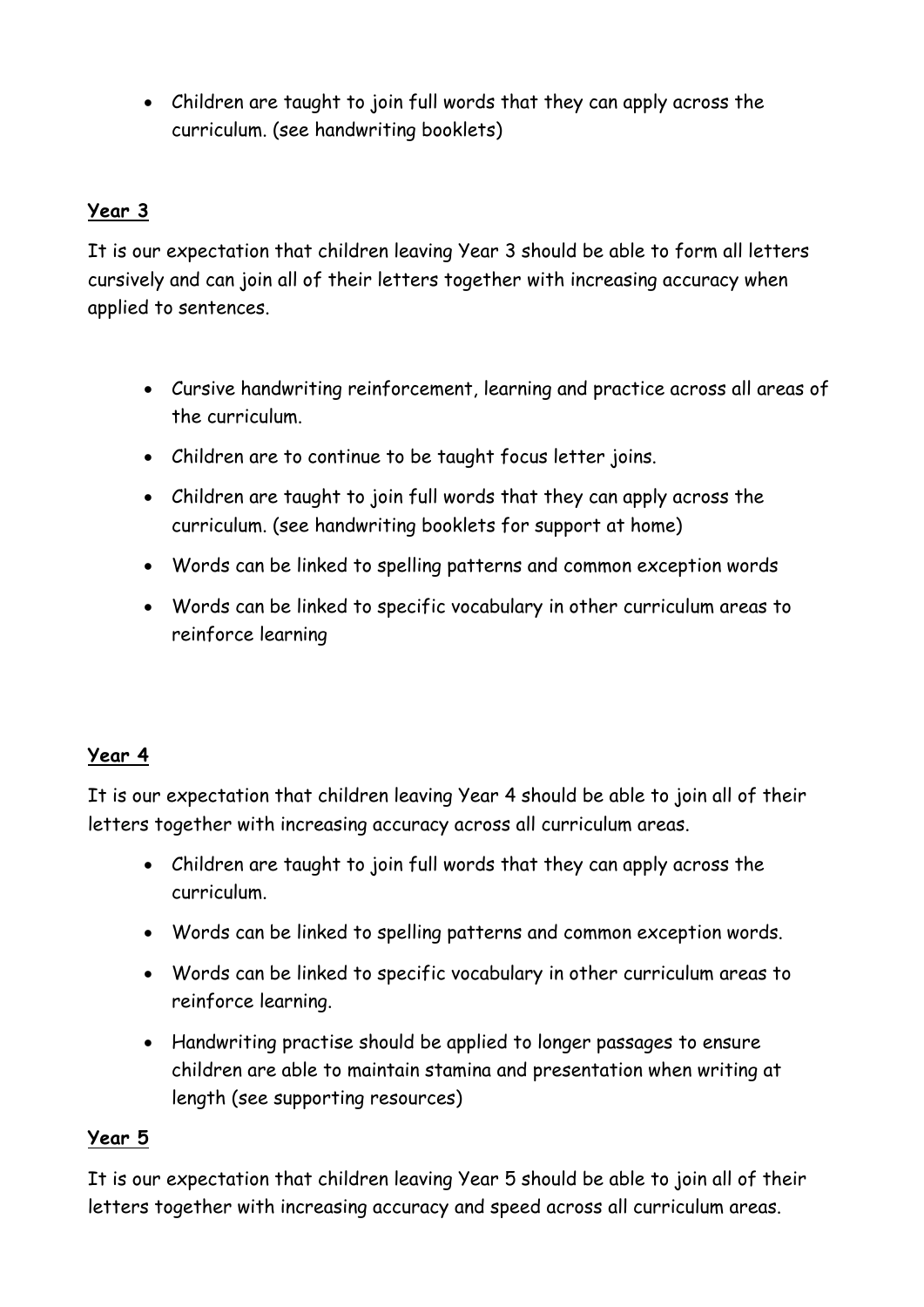- Children are taught to join full words that they can apply across the curriculum. (see handwriting booklets)

## Year 3

It is our expectation that children leaving Year 3 should be able to form all letters cursively and can join all of their letters together with increasing accuracy when applied to sentences.

- Cursive handwriting reinforcement, learning and practice across all areas of the curriculum.
- Children are to continue to be taught focus letter joins.
- Children are taught to join full words that they can apply across the curriculum. (see handwriting booklets for support at home)
- Words can be linked to spelling patterns and common exception words
- Words can be linked to specific vocabulary in other curriculum areas to reinforce learning

## Year 4

It is our expectation that children leaving Year 4 should be able to join all of their letters together with increasing accuracy across all curriculum areas.

- Children are taught to join full words that they can apply across the curriculum.
- Words can be linked to spelling patterns and common exception words.
- Words can be linked to specific vocabulary in other curriculum areas to reinforce learning.
- Handwriting practise should be applied to longer passages to ensure children are able to maintain stamina and presentation when writing at length (see supporting resources)

## Year 5

It is our expectation that children leaving Year 5 should be able to join all of their letters together with increasing accuracy and speed across all curriculum areas.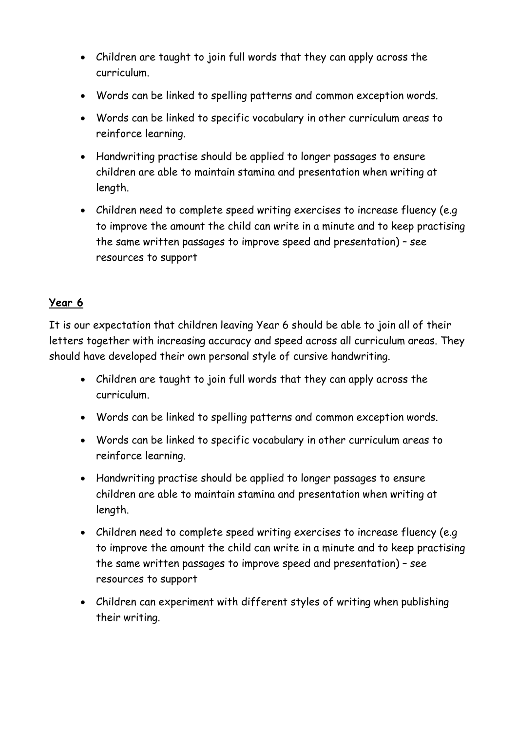- Children are taught to join full words that they can apply across the curriculum.
- Words can be linked to spelling patterns and common exception words.
- Words can be linked to specific vocabulary in other curriculum areas to reinforce learning.
- Handwriting practise should be applied to longer passages to ensure children are able to maintain stamina and presentation when writing at length.
- Children need to complete speed writing exercises to increase fluency (e.g to improve the amount the child can write in a minute and to keep practising the same written passages to improve speed and presentation) – see resources to support

## Year 6

It is our expectation that children leaving Year 6 should be able to join all of their letters together with increasing accuracy and speed across all curriculum areas. They should have developed their own personal style of cursive handwriting.

- Children are taught to join full words that they can apply across the curriculum.
- Words can be linked to spelling patterns and common exception words.
- Words can be linked to specific vocabulary in other curriculum areas to reinforce learning.
- Handwriting practise should be applied to longer passages to ensure children are able to maintain stamina and presentation when writing at length.
- Children need to complete speed writing exercises to increase fluency (e.g to improve the amount the child can write in a minute and to keep practising the same written passages to improve speed and presentation) – see resources to support
- Children can experiment with different styles of writing when publishing their writing.